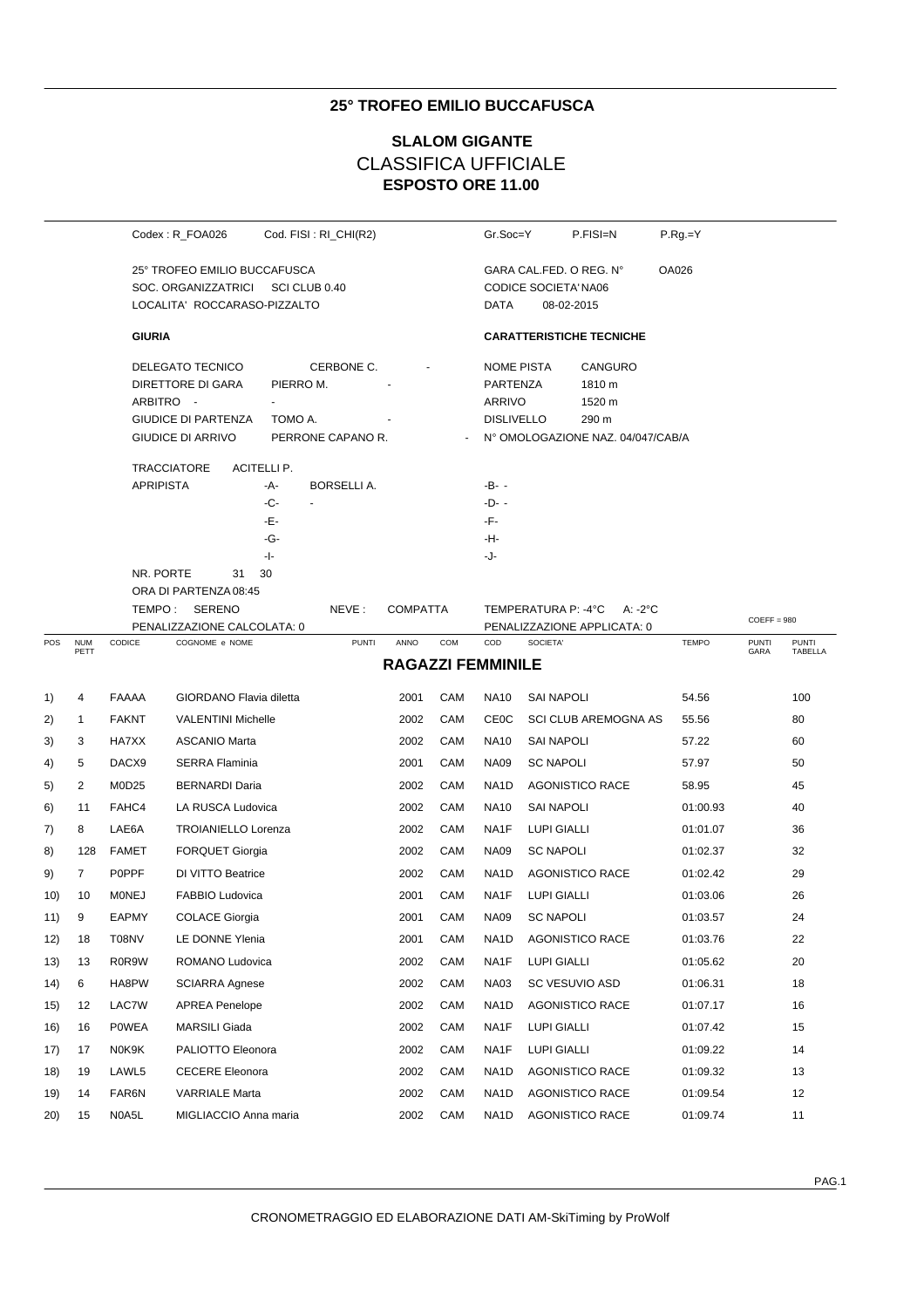## 25° TROFEO EMILIO BUCCAFUSCA

### SLALOM GIGANTE
### CLASSIFICA UFFICIALE
**ESPOSTO ORE 11.00**

Codex : R_FOA026    Cod. FISI : RI_CHI(R2)    Gr.Soc=Y    P.FISI=N    P.Rg.=Y

25° TROFEO EMILIO BUCCAFUSCA
SOC. ORGANIZZATRICI    SCI CLUB 0.40
LOCALITA' ROCCARASO-PIZZALTO

GARA CAL.FED. O REG. N° OA026
CODICE SOCIETA' NA06
DATA 08-02-2015

**GIURIA**

DELEGATO TECNICO    CERBONE C.    -
DIRETTORE DI GARA    PIERRO M.    -
ARBITRO    -    -
GIUDICE DI PARTENZA    TOMO A.    -
GIUDICE DI ARRIVO    PERRONE CAPANO R.    -

**CARATTERISTICHE TECNICHE**

NOME PISTA    CANGURO
PARTENZA    1810 m
ARRIVO    1520 m
DISLIVELLO    290 m
N° OMOLOGAZIONE NAZ. 04/047/CAB/A

TRACCIATORE    ACITELLI P.
APRIPISTA    -A- BORSELLI A.    -B- -
-C- -    -D- -
-E-    -F-
-G-    -H-
-I-    -J-

NR. PORTE 31 30
ORA DI PARTENZA 08:45
TEMPO : SERENO    NEVE : COMPATTA    TEMPERATURA P: -4°C    A: -2°C
PENALIZZAZIONE CALCOLATA: 0    PENALIZZAZIONE APPLICATA: 0    COEFF = 980

### RAGAZZI FEMMINILE

| POS | NUM PETT | CODICE | COGNOME e NOME | PUNTI | ANNO | COM | COD | SOCIETA' | TEMPO | PUNTI GARA | PUNTI TABELLA |
|---|---|---|---|---|---|---|---|---|---|---|---|
| 1) | 4 | FAAAA | GIORDANO Flavia diletta | | 2001 | CAM | NA10 | SAI NAPOLI | 54.56 | | 100 |
| 2) | 1 | FAKNT | VALENTINI Michelle | | 2002 | CAM | CE0C | SCI CLUB AREMOGNA AS | 55.56 | | 80 |
| 3) | 3 | HA7XX | ASCANIO Marta | | 2002 | CAM | NA10 | SAI NAPOLI | 57.22 | | 60 |
| 4) | 5 | DACX9 | SERRA Flaminia | | 2001 | CAM | NA09 | SC NAPOLI | 57.97 | | 50 |
| 5) | 2 | M0D25 | BERNARDI Daria | | 2002 | CAM | NA1D | AGONISTICO RACE | 58.95 | | 45 |
| 6) | 11 | FAHC4 | LA RUSCA Ludovica | | 2002 | CAM | NA10 | SAI NAPOLI | 01:00.93 | | 40 |
| 7) | 8 | LAE6A | TROIANIELLO Lorenza | | 2002 | CAM | NA1F | LUPI GIALLI | 01:01.07 | | 36 |
| 8) | 128 | FAMET | FORQUET Giorgia | | 2002 | CAM | NA09 | SC NAPOLI | 01:02.37 | | 32 |
| 9) | 7 | P0PPF | DI VITTO Beatrice | | 2002 | CAM | NA1D | AGONISTICO RACE | 01:02.42 | | 29 |
| 10) | 10 | M0NEJ | FABBIO Ludovica | | 2001 | CAM | NA1F | LUPI GIALLI | 01:03.06 | | 26 |
| 11) | 9 | EAPMY | COLACE Giorgia | | 2001 | CAM | NA09 | SC NAPOLI | 01:03.57 | | 24 |
| 12) | 18 | T08NV | LE DONNE Ylenia | | 2001 | CAM | NA1D | AGONISTICO RACE | 01:03.76 | | 22 |
| 13) | 13 | R0R9W | ROMANO Ludovica | | 2002 | CAM | NA1F | LUPI GIALLI | 01:05.62 | | 20 |
| 14) | 6 | HA8PW | SCIARRA Agnese | | 2002 | CAM | NA03 | SC VESUVIO ASD | 01:06.31 | | 18 |
| 15) | 12 | LAC7W | APREA Penelope | | 2002 | CAM | NA1D | AGONISTICO RACE | 01:07.17 | | 16 |
| 16) | 16 | P0WEA | MARSILI Giada | | 2002 | CAM | NA1F | LUPI GIALLI | 01:07.42 | | 15 |
| 17) | 17 | N0K9K | PALIOTTO Eleonora | | 2002 | CAM | NA1F | LUPI GIALLI | 01:09.22 | | 14 |
| 18) | 19 | LAWL5 | CECERE Eleonora | | 2002 | CAM | NA1D | AGONISTICO RACE | 01:09.32 | | 13 |
| 19) | 14 | FAR6N | VARRIALE Marta | | 2002 | CAM | NA1D | AGONISTICO RACE | 01:09.54 | | 12 |
| 20) | 15 | N0A5L | MIGLIACCIO Anna maria | | 2002 | CAM | NA1D | AGONISTICO RACE | 01:09.74 | | 11 |

CRONOMETRAGGIO ED ELABORAZIONE DATI AM-SkiTiming by ProWolf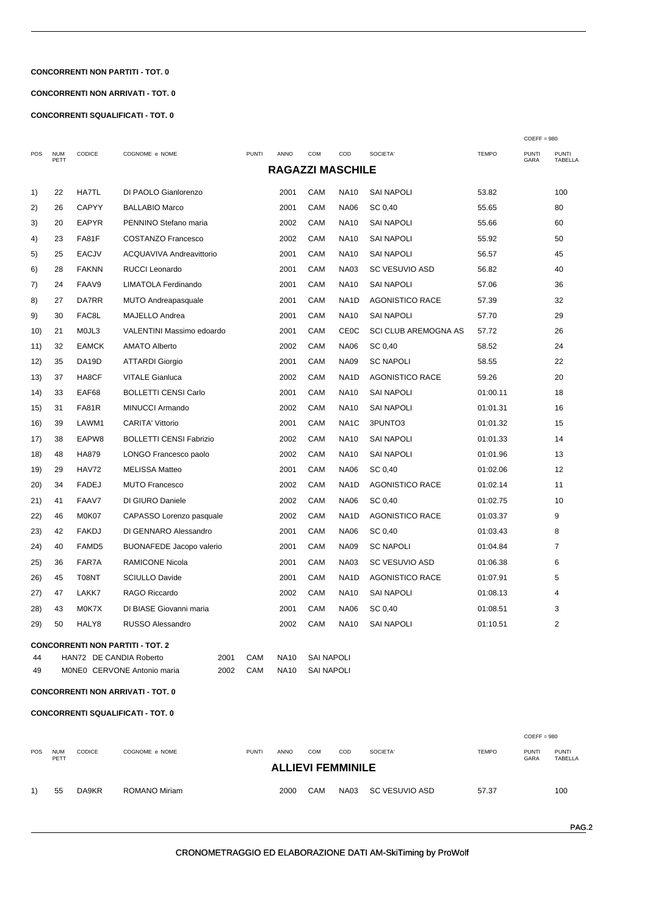**CONCORRENTI NON PARTITI - TOT. 0**

**CONCORRENTI NON ARRIVATI - TOT. 0**

**CONCORRENTI SQUALIFICATI - TOT. 0**

COEFF = 980

## RAGAZZI MASCHILE

| POS | NUM PETT | CODICE | COGNOME e NOME | PUNTI | ANNO | COM | COD | SOCIETA' | TEMPO | PUNTI GARA | PUNTI TABELLA |
|---|---|---|---|---|---|---|---|---|---|---|---|
| 1) | 22 | HA7TL | DI PAOLO Gianlorenzo | | 2001 | CAM | NA10 | SAI NAPOLI | 53.82 | | 100 |
| 2) | 26 | CAPYY | BALLABIO Marco | | 2001 | CAM | NA06 | SC 0,40 | 55.65 | | 80 |
| 3) | 20 | EAPYR | PENNINO Stefano maria | | 2002 | CAM | NA10 | SAI NAPOLI | 55.66 | | 60 |
| 4) | 23 | FA81F | COSTANZO Francesco | | 2002 | CAM | NA10 | SAI NAPOLI | 55.92 | | 50 |
| 5) | 25 | EACJV | ACQUAVIVA Andreavittorio | | 2001 | CAM | NA10 | SAI NAPOLI | 56.57 | | 45 |
| 6) | 28 | FAKNN | RUCCI Leonardo | | 2001 | CAM | NA03 | SC VESUVIO ASD | 56.82 | | 40 |
| 7) | 24 | FAAV9 | LIMATOLA Ferdinando | | 2001 | CAM | NA10 | SAI NAPOLI | 57.06 | | 36 |
| 8) | 27 | DA7RR | MUTO Andreapasquale | | 2001 | CAM | NA1D | AGONISTICO RACE | 57.39 | | 32 |
| 9) | 30 | FAC8L | MAJELLO Andrea | | 2001 | CAM | NA10 | SAI NAPOLI | 57.70 | | 29 |
| 10) | 21 | M0JL3 | VALENTINI Massimo edoardo | | 2001 | CAM | CE0C | SCI CLUB AREMOGNA AS | 57.72 | | 26 |
| 11) | 32 | EAMCK | AMATO Alberto | | 2002 | CAM | NA06 | SC 0,40 | 58.52 | | 24 |
| 12) | 35 | DA19D | ATTARDI Giorgio | | 2001 | CAM | NA09 | SC NAPOLI | 58.55 | | 22 |
| 13) | 37 | HA8CF | VITALE Gianluca | | 2002 | CAM | NA1D | AGONISTICO RACE | 59.26 | | 20 |
| 14) | 33 | EAF68 | BOLLETTI CENSI Carlo | | 2001 | CAM | NA10 | SAI NAPOLI | 01:00.11 | | 18 |
| 15) | 31 | FA81R | MINUCCI Armando | | 2002 | CAM | NA10 | SAI NAPOLI | 01:01.31 | | 16 |
| 16) | 39 | LAWM1 | CARITA' Vittorio | | 2001 | CAM | NA1C | 3PUNTO3 | 01:01.32 | | 15 |
| 17) | 38 | EAPW8 | BOLLETTI CENSI Fabrizio | | 2002 | CAM | NA10 | SAI NAPOLI | 01:01.33 | | 14 |
| 18) | 48 | HA879 | LONGO Francesco paolo | | 2002 | CAM | NA10 | SAI NAPOLI | 01:01.96 | | 13 |
| 19) | 29 | HAV72 | MELISSA Matteo | | 2001 | CAM | NA06 | SC 0,40 | 01:02.06 | | 12 |
| 20) | 34 | FADEJ | MUTO Francesco | | 2002 | CAM | NA1D | AGONISTICO RACE | 01:02.14 | | 11 |
| 21) | 41 | FAAV7 | DI GIURO Daniele | | 2002 | CAM | NA06 | SC 0,40 | 01:02.75 | | 10 |
| 22) | 46 | M0K07 | CAPASSO Lorenzo pasquale | | 2002 | CAM | NA1D | AGONISTICO RACE | 01:03.37 | | 9 |
| 23) | 42 | FAKDJ | DI GENNARO Alessandro | | 2001 | CAM | NA06 | SC 0,40 | 01:03.43 | | 8 |
| 24) | 40 | FAMD5 | BUONAFEDE Jacopo valerio | | 2001 | CAM | NA09 | SC NAPOLI | 01:04.84 | | 7 |
| 25) | 36 | FAR7A | RAMICONE Nicola | | 2001 | CAM | NA03 | SC VESUVIO ASD | 01:06.38 | | 6 |
| 26) | 45 | T08NT | SCIULLO Davide | | 2001 | CAM | NA1D | AGONISTICO RACE | 01:07.91 | | 5 |
| 27) | 47 | LAKK7 | RAGO Riccardo | | 2002 | CAM | NA10 | SAI NAPOLI | 01:08.13 | | 4 |
| 28) | 43 | M0K7X | DI BIASE Giovanni maria | | 2001 | CAM | NA06 | SC 0,40 | 01:08.51 | | 3 |
| 29) | 50 | HALY8 | RUSSO Alessandro | | 2002 | CAM | NA10 | SAI NAPOLI | 01:10.51 | | 2 |

**CONCORRENTI NON PARTITI - TOT. 2**

| NUM | CODICE | COGNOME e NOME | ANNO | COM | COD | SOCIETA' |
|---|---|---|---|---|---|---|
| 44 | HAN72 | DE CANDIA Roberto | 2001 | CAM | NA10 | SAI NAPOLI |
| 49 | M0NE0 | CERVONE Antonio maria | 2002 | CAM | NA10 | SAI NAPOLI |

**CONCORRENTI NON ARRIVATI - TOT. 0**

**CONCORRENTI SQUALIFICATI - TOT. 0**

COEFF = 980

## ALLIEVI FEMMINILE

| POS | NUM PETT | CODICE | COGNOME e NOME | PUNTI | ANNO | COM | COD | SOCIETA' | TEMPO | PUNTI GARA | PUNTI TABELLA |
|---|---|---|---|---|---|---|---|---|---|---|---|
| 1) | 55 | DA9KR | ROMANO Miriam | | 2000 | CAM | NA03 | SC VESUVIO ASD | 57.37 | | 100 |

CRONOMETRAGGIO ED ELABORAZIONE DATI AM-SkiTiming by ProWolf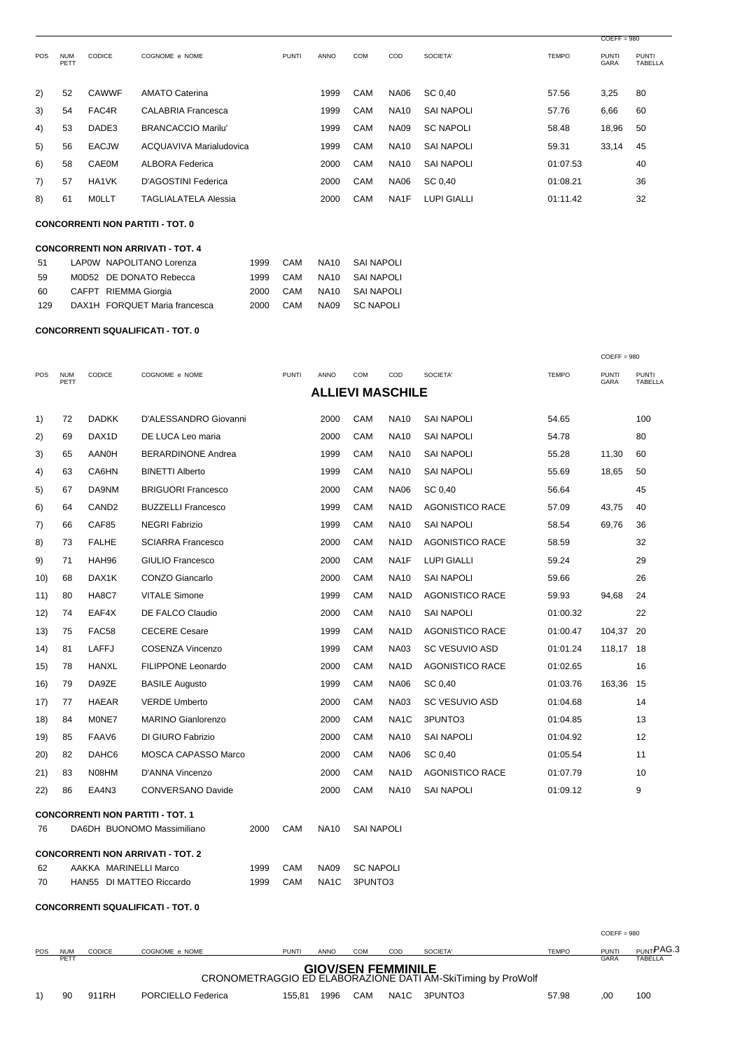COEFF = 980

| POS | NUM PETT | CODICE | COGNOME e NOME | PUNTI | ANNO | COM | COD | SOCIETA' | TEMPO | PUNTI GARA | PUNTI TABELLA |
|---|---|---|---|---|---|---|---|---|---|---|---|
| 2) | 52 | CAWWF | AMATO Caterina | | 1999 | CAM | NA06 | SC 0,40 | 57.56 | 3,25 | 80 |
| 3) | 54 | FAC4R | CALABRIA Francesca | | 1999 | CAM | NA10 | SAI NAPOLI | 57.76 | 6,66 | 60 |
| 4) | 53 | DADE3 | BRANCACCIO Marilu' | | 1999 | CAM | NA09 | SC NAPOLI | 58.48 | 18,96 | 50 |
| 5) | 56 | EACJW | ACQUAVIVA Marialudovica | | 1999 | CAM | NA10 | SAI NAPOLI | 59.31 | 33,14 | 45 |
| 6) | 58 | CAE0M | ALBORA Federica | | 2000 | CAM | NA10 | SAI NAPOLI | 01:07.53 | | 40 |
| 7) | 57 | HA1VK | D'AGOSTINI Federica | | 2000 | CAM | NA06 | SC 0,40 | 01:08.21 | | 36 |
| 8) | 61 | M0LLT | TAGLIALATELA Alessia | | 2000 | CAM | NA1F | LUPI GIALLI | 01:11.42 | | 32 |

**CONCORRENTI NON PARTITI - TOT. 0**

**CONCORRENTI NON ARRIVATI - TOT. 4**

| NUM | CODICE | COGNOME e NOME | ANNO | COM | COD | SOCIETA' |
|---|---|---|---|---|---|---|
| 51 | LAP0W | NAPOLITANO Lorenza | 1999 | CAM | NA10 | SAI NAPOLI |
| 59 | M0D52 | DE DONATO Rebecca | 1999 | CAM | NA10 | SAI NAPOLI |
| 60 | CAFPT | RIEMMA Giorgia | 2000 | CAM | NA10 | SAI NAPOLI |
| 129 | DAX1H | FORQUET Maria francesca | 2000 | CAM | NA09 | SC NAPOLI |

**CONCORRENTI SQUALIFICATI - TOT. 0**

COEFF = 980

## ALLIEVI MASCHILE

| POS | NUM PETT | CODICE | COGNOME e NOME | PUNTI | ANNO | COM | COD | SOCIETA' | TEMPO | PUNTI GARA | PUNTI TABELLA |
|---|---|---|---|---|---|---|---|---|---|---|---|
| 1) | 72 | DADKK | D'ALESSANDRO Giovanni | | 2000 | CAM | NA10 | SAI NAPOLI | 54.65 | | 100 |
| 2) | 69 | DAX1D | DE LUCA Leo maria | | 2000 | CAM | NA10 | SAI NAPOLI | 54.78 | | 80 |
| 3) | 65 | AAN0H | BERARDINONE Andrea | | 1999 | CAM | NA10 | SAI NAPOLI | 55.28 | 11,30 | 60 |
| 4) | 63 | CA6HN | BINETTI Alberto | | 1999 | CAM | NA10 | SAI NAPOLI | 55.69 | 18,65 | 50 |
| 5) | 67 | DA9NM | BRIGUORI Francesco | | 2000 | CAM | NA06 | SC 0,40 | 56.64 | | 45 |
| 6) | 64 | CAND2 | BUZZELLI Francesco | | 1999 | CAM | NA1D | AGONISTICO RACE | 57.09 | 43,75 | 40 |
| 7) | 66 | CAF85 | NEGRI Fabrizio | | 1999 | CAM | NA10 | SAI NAPOLI | 58.54 | 69,76 | 36 |
| 8) | 73 | FALHE | SCIARRA Francesco | | 2000 | CAM | NA1D | AGONISTICO RACE | 58.59 | | 32 |
| 9) | 71 | HAH96 | GIULIO Francesco | | 2000 | CAM | NA1F | LUPI GIALLI | 59.24 | | 29 |
| 10) | 68 | DAX1K | CONZO Giancarlo | | 2000 | CAM | NA10 | SAI NAPOLI | 59.66 | | 26 |
| 11) | 80 | HA8C7 | VITALE Simone | | 1999 | CAM | NA1D | AGONISTICO RACE | 59.93 | 94,68 | 24 |
| 12) | 74 | EAF4X | DE FALCO Claudio | | 2000 | CAM | NA10 | SAI NAPOLI | 01:00.32 | | 22 |
| 13) | 75 | FAC58 | CECERE Cesare | | 1999 | CAM | NA1D | AGONISTICO RACE | 01:00.47 | 104,37 | 20 |
| 14) | 81 | LAFFJ | COSENZA Vincenzo | | 1999 | CAM | NA03 | SC VESUVIO ASD | 01:01.24 | 118,17 | 18 |
| 15) | 78 | HANXL | FILIPPONE Leonardo | | 2000 | CAM | NA1D | AGONISTICO RACE | 01:02.65 | | 16 |
| 16) | 79 | DA9ZE | BASILE Augusto | | 1999 | CAM | NA06 | SC 0,40 | 01:03.76 | 163,36 | 15 |
| 17) | 77 | HAEAR | VERDE Umberto | | 2000 | CAM | NA03 | SC VESUVIO ASD | 01:04.68 | | 14 |
| 18) | 84 | M0NE7 | MARINO Gianlorenzo | | 2000 | CAM | NA1C | 3PUNTO3 | 01:04.85 | | 13 |
| 19) | 85 | FAAV6 | DI GIURO Fabrizio | | 2000 | CAM | NA10 | SAI NAPOLI | 01:04.92 | | 12 |
| 20) | 82 | DAHC6 | MOSCA CAPASSO Marco | | 2000 | CAM | NA06 | SC 0,40 | 01:05.54 | | 11 |
| 21) | 83 | N08HM | D'ANNA Vincenzo | | 2000 | CAM | NA1D | AGONISTICO RACE | 01:07.79 | | 10 |
| 22) | 86 | EA4N3 | CONVERSANO Davide | | 2000 | CAM | NA10 | SAI NAPOLI | 01:09.12 | | 9 |

**CONCORRENTI NON PARTITI - TOT. 1**

| NUM | CODICE | COGNOME e NOME | ANNO | COM | COD | SOCIETA' |
|---|---|---|---|---|---|---|
| 76 | DA6DH | BUONOMO Massimiliano | 2000 | CAM | NA10 | SAI NAPOLI |

**CONCORRENTI NON ARRIVATI - TOT. 2**

| NUM | CODICE | COGNOME e NOME | ANNO | COM | COD | SOCIETA' |
|---|---|---|---|---|---|---|
| 62 | AAKKA | MARINELLI Marco | 1999 | CAM | NA09 | SC NAPOLI |
| 70 | HAN55 | DI MATTEO Riccardo | 1999 | CAM | NA1C | 3PUNTO3 |

**CONCORRENTI SQUALIFICATI - TOT. 0**

COEFF = 980

## GIOV/SEN FEMMINILE

| POS | NUM PETT | CODICE | COGNOME e NOME | PUNTI | ANNO | COM | COD | SOCIETA' | TEMPO | PUNTI GARA | PUNTI TABELLA |
|---|---|---|---|---|---|---|---|---|---|---|---|
| 1) | 90 | 911RH | PORCIELLO Federica | 155,81 | 1996 | CAM | NA1C | 3PUNTO3 | 57.98 | ,00 | 100 |

CRONOMETRAGGIO ED ELABORAZIONE DATI AM-SkiTiming by ProWolf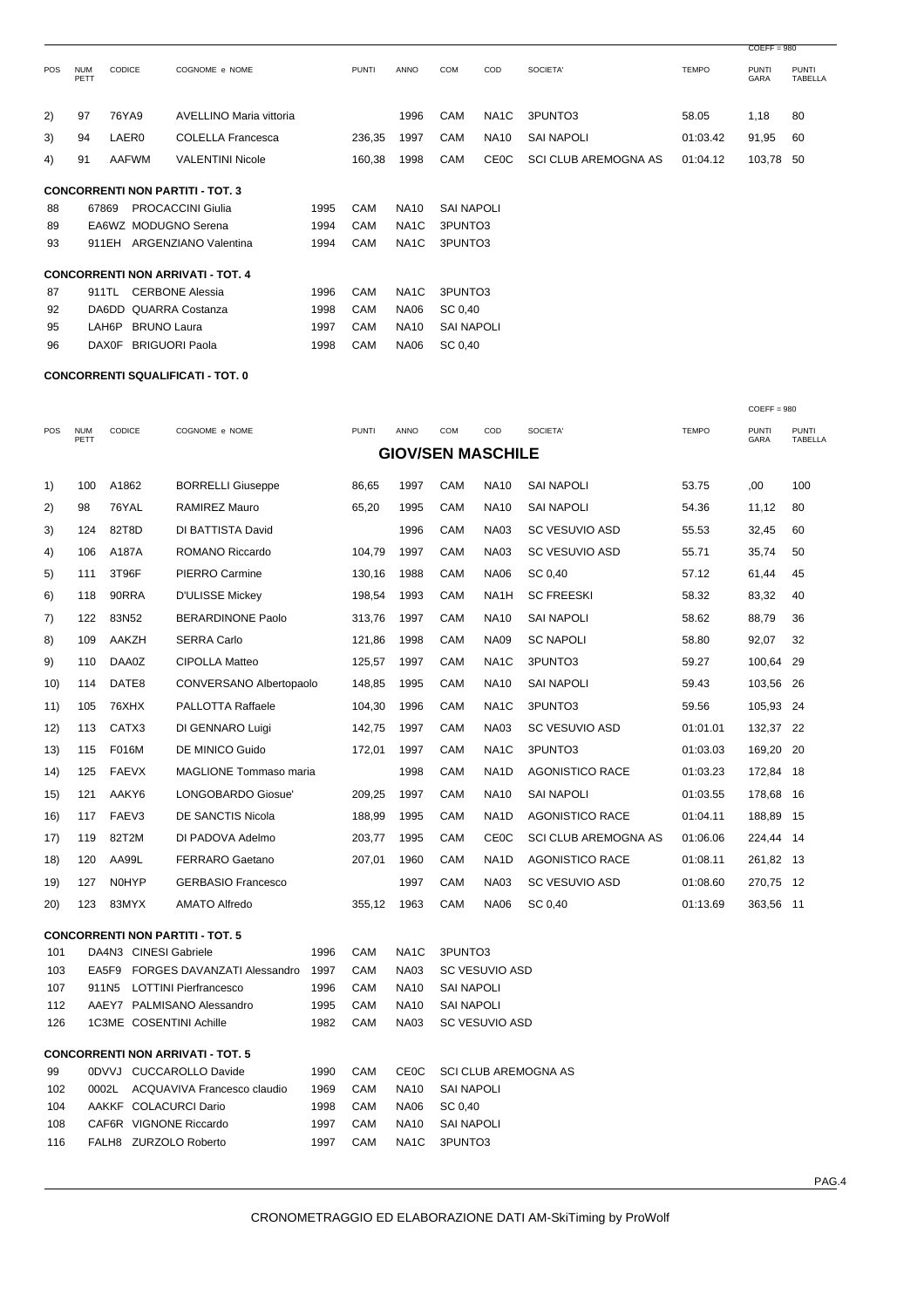COEFF = 980

| POS | NUM PETT | CODICE | COGNOME e NOME | PUNTI | ANNO | COM | COD | SOCIETA' | TEMPO | PUNTI GARA | PUNTI TABELLA |
|---|---|---|---|---|---|---|---|---|---|---|---|
| 2) | 97 | 76YA9 | AVELLINO Maria vittoria | | 1996 | CAM | NA1C | 3PUNTO3 | 58.05 | 1,18 | 80 |
| 3) | 94 | LAER0 | COLELLA Francesca | 236,35 | 1997 | CAM | NA10 | SAI NAPOLI | 01:03.42 | 91,95 | 60 |
| 4) | 91 | AAFWM | VALENTINI Nicole | 160,38 | 1998 | CAM | CE0C | SCI CLUB AREMOGNA AS | 01:04.12 | 103,78 | 50 |

**CONCORRENTI NON PARTITI - TOT. 3**

| | | | | | | |
|---|---|---|---|---|---|---|
| 88 | 67869 | PROCACCINI Giulia | 1995 | CAM | NA10 | SAI NAPOLI |
| 89 | EA6WZ | MODUGNO Serena | 1994 | CAM | NA1C | 3PUNTO3 |
| 93 | 911EH | ARGENZIANO Valentina | 1994 | CAM | NA1C | 3PUNTO3 |

**CONCORRENTI NON ARRIVATI - TOT. 4**

| | | | | | | |
|---|---|---|---|---|---|---|
| 87 | 911TL | CERBONE Alessia | 1996 | CAM | NA1C | 3PUNTO3 |
| 92 | DA6DD | QUARRA Costanza | 1998 | CAM | NA06 | SC 0,40 |
| 95 | LAH6P | BRUNO Laura | 1997 | CAM | NA10 | SAI NAPOLI |
| 96 | DAX0F | BRIGUORI Paola | 1998 | CAM | NA06 | SC 0,40 |

**CONCORRENTI SQUALIFICATI - TOT. 0**

COEFF = 980

## GIOV/SEN MASCHILE

| POS | NUM PETT | CODICE | COGNOME e NOME | PUNTI | ANNO | COM | COD | SOCIETA' | TEMPO | PUNTI GARA | PUNTI TABELLA |
|---|---|---|---|---|---|---|---|---|---|---|---|
| 1) | 100 | A1862 | BORRELLI Giuseppe | 86,65 | 1997 | CAM | NA10 | SAI NAPOLI | 53.75 | ,00 | 100 |
| 2) | 98 | 76YAL | RAMIREZ Mauro | 65,20 | 1995 | CAM | NA10 | SAI NAPOLI | 54.36 | 11,12 | 80 |
| 3) | 124 | 82T8D | DI BATTISTA David | | 1996 | CAM | NA03 | SC VESUVIO ASD | 55.53 | 32,45 | 60 |
| 4) | 106 | A187A | ROMANO Riccardo | 104,79 | 1997 | CAM | NA03 | SC VESUVIO ASD | 55.71 | 35,74 | 50 |
| 5) | 111 | 3T96F | PIERRO Carmine | 130,16 | 1988 | CAM | NA06 | SC 0,40 | 57.12 | 61,44 | 45 |
| 6) | 118 | 90RRA | D'ULISSE Mickey | 198,54 | 1993 | CAM | NA1H | SC FREESKI | 58.32 | 83,32 | 40 |
| 7) | 122 | 83N52 | BERARDINONE Paolo | 313,76 | 1997 | CAM | NA10 | SAI NAPOLI | 58.62 | 88,79 | 36 |
| 8) | 109 | AAKZH | SERRA Carlo | 121,86 | 1998 | CAM | NA09 | SC NAPOLI | 58.80 | 92,07 | 32 |
| 9) | 110 | DAA0Z | CIPOLLA Matteo | 125,57 | 1997 | CAM | NA1C | 3PUNTO3 | 59.27 | 100,64 | 29 |
| 10) | 114 | DATE8 | CONVERSANO Albertopaolo | 148,85 | 1995 | CAM | NA10 | SAI NAPOLI | 59.43 | 103,56 | 26 |
| 11) | 105 | 76XHX | PALLOTTA Raffaele | 104,30 | 1996 | CAM | NA1C | 3PUNTO3 | 59.56 | 105,93 | 24 |
| 12) | 113 | CATX3 | DI GENNARO Luigi | 142,75 | 1997 | CAM | NA03 | SC VESUVIO ASD | 01:01.01 | 132,37 | 22 |
| 13) | 115 | F016M | DE MINICO Guido | 172,01 | 1997 | CAM | NA1C | 3PUNTO3 | 01:03.03 | 169,20 | 20 |
| 14) | 125 | FAEVX | MAGLIONE Tommaso maria | | 1998 | CAM | NA1D | AGONISTICO RACE | 01:03.23 | 172,84 | 18 |
| 15) | 121 | AAKY6 | LONGOBARDO Giosue' | 209,25 | 1997 | CAM | NA10 | SAI NAPOLI | 01:03.55 | 178,68 | 16 |
| 16) | 117 | FAEV3 | DE SANCTIS Nicola | 188,99 | 1995 | CAM | NA1D | AGONISTICO RACE | 01:04.11 | 188,89 | 15 |
| 17) | 119 | 82T2M | DI PADOVA Adelmo | 203,77 | 1995 | CAM | CE0C | SCI CLUB AREMOGNA AS | 01:06.06 | 224,44 | 14 |
| 18) | 120 | AA99L | FERRARO Gaetano | 207,01 | 1960 | CAM | NA1D | AGONISTICO RACE | 01:08.11 | 261,82 | 13 |
| 19) | 127 | N0HYP | GERBASIO Francesco | | 1997 | CAM | NA03 | SC VESUVIO ASD | 01:08.60 | 270,75 | 12 |
| 20) | 123 | 83MYX | AMATO Alfredo | 355,12 | 1963 | CAM | NA06 | SC 0,40 | 01:13.69 | 363,56 | 11 |

**CONCORRENTI NON PARTITI - TOT. 5**

| | | | | | | |
|---|---|---|---|---|---|---|
| 101 | DA4N3 | CINESI Gabriele | 1996 | CAM | NA1C | 3PUNTO3 |
| 103 | EA5F9 | FORGES DAVANZATI Alessandro | 1997 | CAM | NA03 | SC VESUVIO ASD |
| 107 | 911N5 | LOTTINI Pierfrancesco | 1996 | CAM | NA10 | SAI NAPOLI |
| 112 | AAEY7 | PALMISANO Alessandro | 1995 | CAM | NA10 | SAI NAPOLI |
| 126 | 1C3ME | COSENTINI Achille | 1982 | CAM | NA03 | SC VESUVIO ASD |

**CONCORRENTI NON ARRIVATI - TOT. 5**

| | | | | | | |
|---|---|---|---|---|---|---|
| 99 | 0DVVJ | CUCCAROLLO Davide | 1990 | CAM | CE0C | SCI CLUB AREMOGNA AS |
| 102 | 0002L | ACQUAVIVA Francesco claudio | 1969 | CAM | NA10 | SAI NAPOLI |
| 104 | AAKKF | COLACURCI Dario | 1998 | CAM | NA06 | SC 0,40 |
| 108 | CAF6R | VIGNONE Riccardo | 1997 | CAM | NA10 | SAI NAPOLI |
| 116 | FALH8 | ZURZOLO Roberto | 1997 | CAM | NA1C | 3PUNTO3 |

CRONOMETRAGGIO ED ELABORAZIONE DATI AM-SkiTiming by ProWolf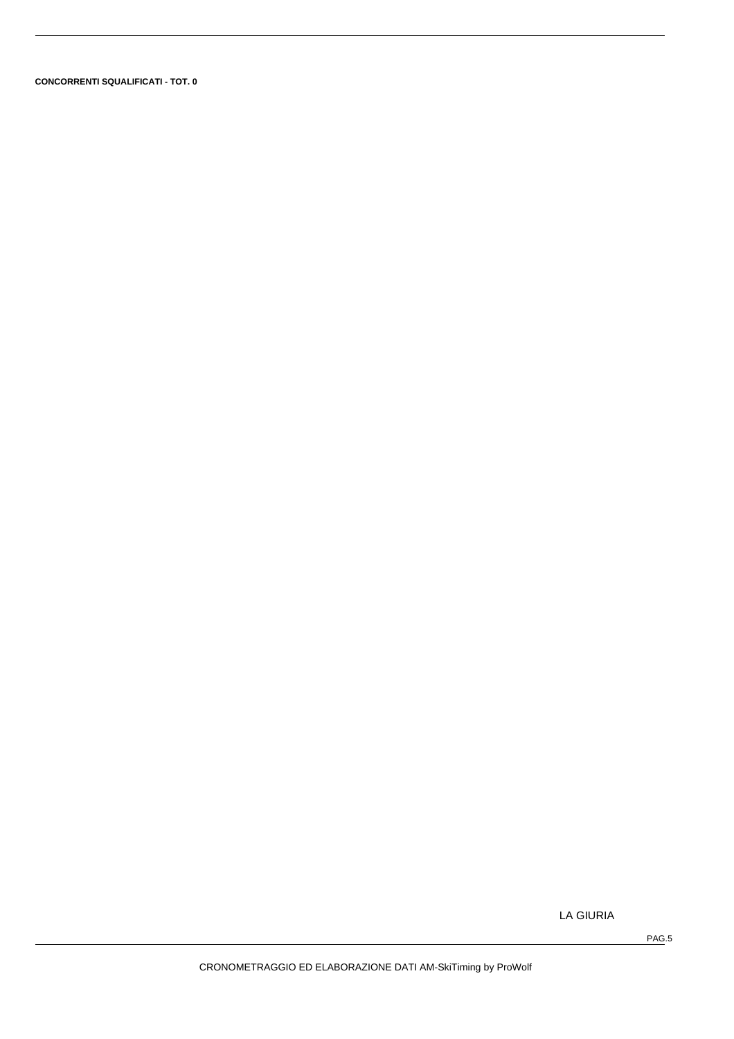**CONCORRENTI SQUALIFICATI - TOT. 0**

LA GIURIA